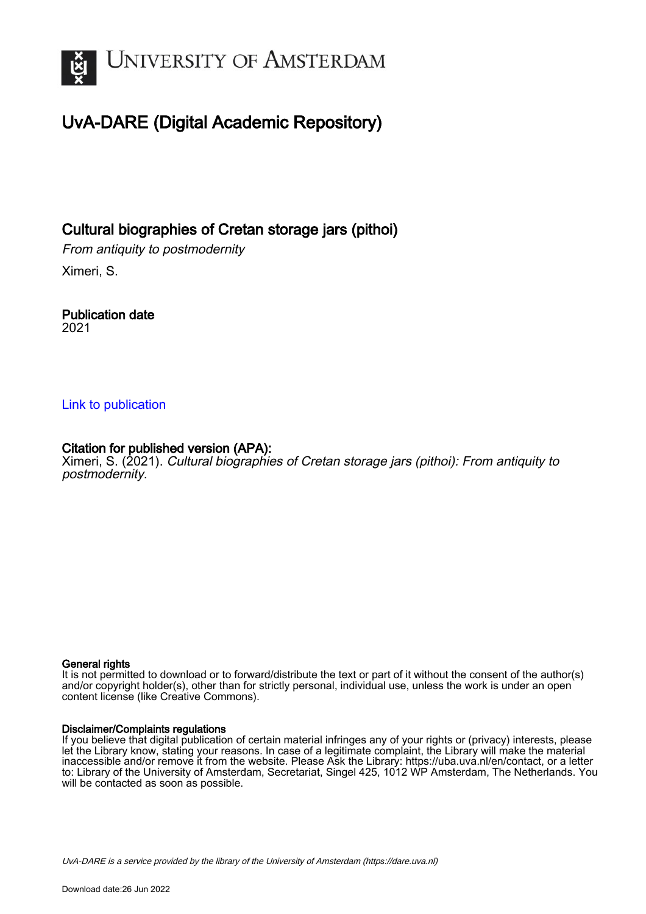UNIVERSITY OF AMSTERDAM

# UvA-DARE (Digital Academic Repository)

## Cultural biographies of Cretan storage jars (pithoi)

*From antiquity to postmodernity*

Ximeri, S.

### Publication date

2021

[Link to publication](#)

### Citation for published version (APA):

Ximeri, S. (2021). *Cultural biographies of Cretan storage jars (pithoi): From antiquity to postmodernity*.

### General rights

It is not permitted to download or to forward/distribute the text or part of it without the consent of the author(s) and/or copyright holder(s), other than for strictly personal, individual use, unless the work is under an open content license (like Creative Commons).

### Disclaimer/Complaints regulations

If you believe that digital publication of certain material infringes any of your rights or (privacy) interests, please let the Library know, stating your reasons. In case of a legitimate complaint, the Library will make the material inaccessible and/or remove it from the website. Please Ask the Library: https://uba.uva.nl/en/contact, or a letter to: Library of the University of Amsterdam, Secretariat, Singel 425, 1012 WP Amsterdam, The Netherlands. You will be contacted as soon as possible.

*UvA-DARE is a service provided by the library of the University of Amsterdam (https://dare.uva.nl)*

Download date:26 Jun 2022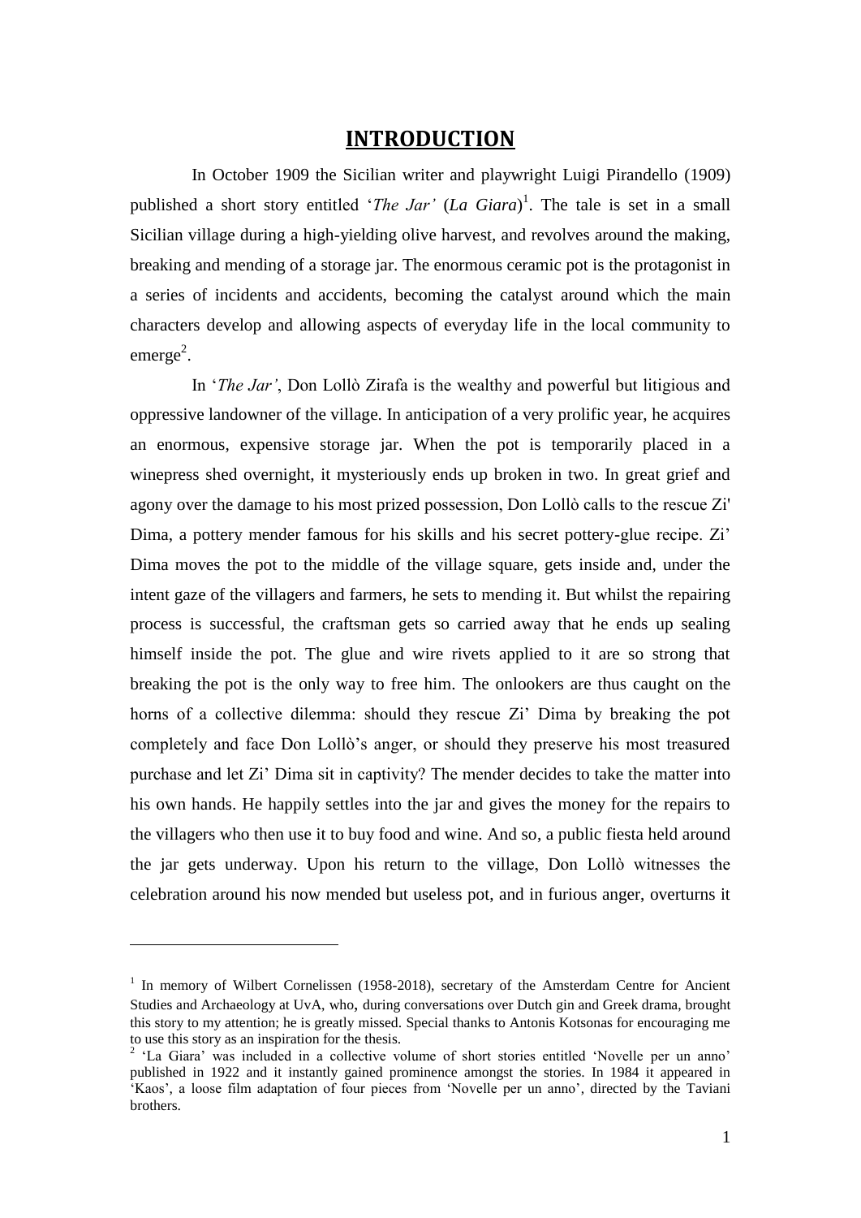# INTRODUCTION

In October 1909 the Sicilian writer and playwright Luigi Pirandello (1909) published a short story entitled '*The Jar'* (*La Giara*)[1]. The tale is set in a small Sicilian village during a high-yielding olive harvest, and revolves around the making, breaking and mending of a storage jar. The enormous ceramic pot is the protagonist in a series of incidents and accidents, becoming the catalyst around which the main characters develop and allowing aspects of everyday life in the local community to emerge[2].

In '*The Jar'*, Don Lollò Zirafa is the wealthy and powerful but litigious and oppressive landowner of the village. In anticipation of a very prolific year, he acquires an enormous, expensive storage jar. When the pot is temporarily placed in a winepress shed overnight, it mysteriously ends up broken in two. In great grief and agony over the damage to his most prized possession, Don Lollò calls to the rescue Zi' Dima, a pottery mender famous for his skills and his secret pottery-glue recipe. Zi' Dima moves the pot to the middle of the village square, gets inside and, under the intent gaze of the villagers and farmers, he sets to mending it. But whilst the repairing process is successful, the craftsman gets so carried away that he ends up sealing himself inside the pot. The glue and wire rivets applied to it are so strong that breaking the pot is the only way to free him. The onlookers are thus caught on the horns of a collective dilemma: should they rescue Zi' Dima by breaking the pot completely and face Don Lollò's anger, or should they preserve his most treasured purchase and let Zi' Dima sit in captivity? The mender decides to take the matter into his own hands. He happily settles into the jar and gives the money for the repairs to the villagers who then use it to buy food and wine. And so, a public fiesta held around the jar gets underway. Upon his return to the village, Don Lollò witnesses the celebration around his now mended but useless pot, and in furious anger, overturns it

---

[1] In memory of Wilbert Cornelissen (1958-2018), secretary of the Amsterdam Centre for Ancient Studies and Archaeology at UvA, who, during conversations over Dutch gin and Greek drama, brought this story to my attention; he is greatly missed. Special thanks to Antonis Kotsonas for encouraging me to use this story as an inspiration for the thesis.

[2] 'La Giara' was included in a collective volume of short stories entitled 'Novelle per un anno' published in 1922 and it instantly gained prominence amongst the stories. In 1984 it appeared in 'Kaos', a loose film adaptation of four pieces from 'Novelle per un anno', directed by the Taviani brothers.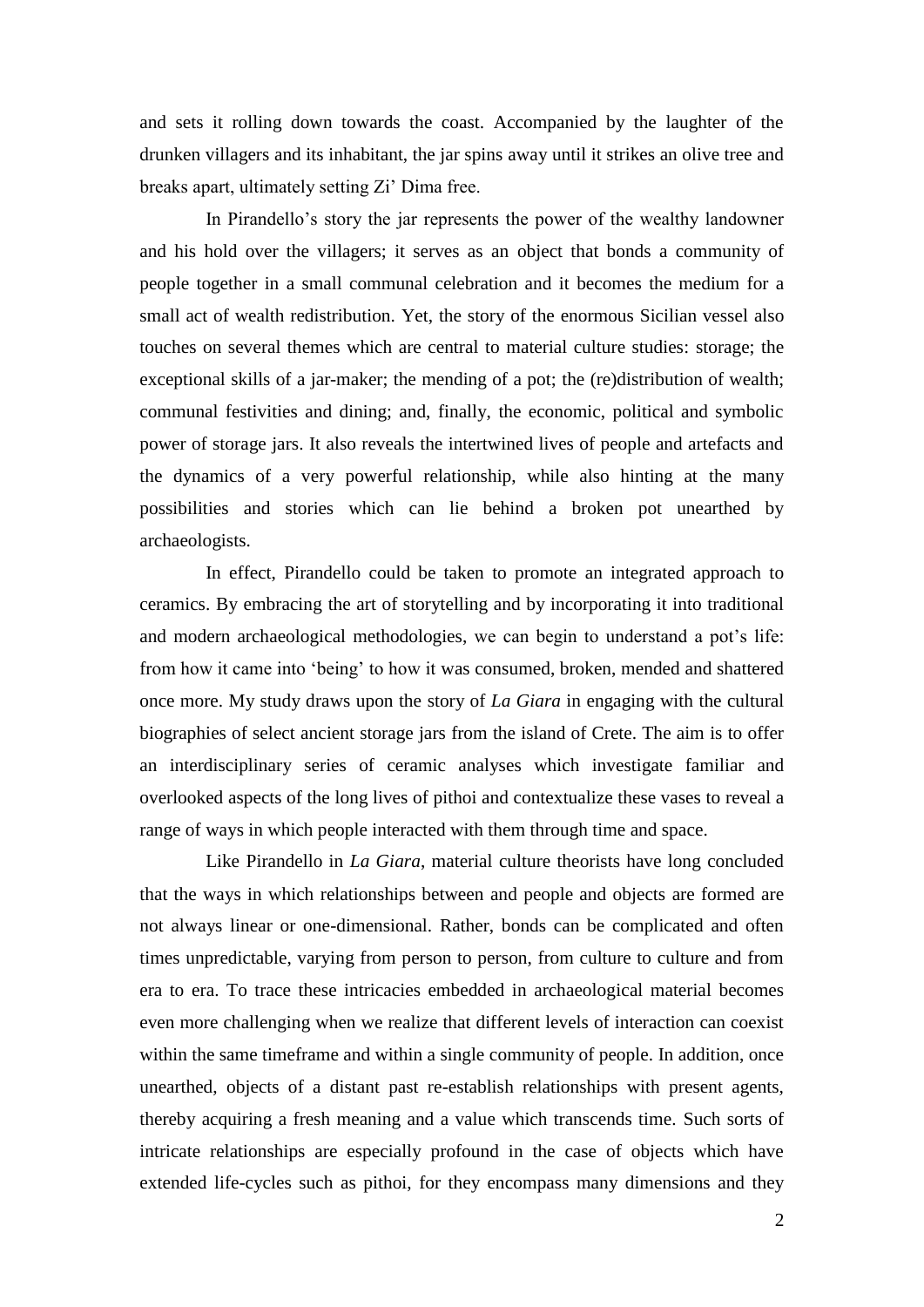and sets it rolling down towards the coast. Accompanied by the laughter of the drunken villagers and its inhabitant, the jar spins away until it strikes an olive tree and breaks apart, ultimately setting Zi' Dima free.

In Pirandello's story the jar represents the power of the wealthy landowner and his hold over the villagers; it serves as an object that bonds a community of people together in a small communal celebration and it becomes the medium for a small act of wealth redistribution. Yet, the story of the enormous Sicilian vessel also touches on several themes which are central to material culture studies: storage; the exceptional skills of a jar-maker; the mending of a pot; the (re)distribution of wealth; communal festivities and dining; and, finally, the economic, political and symbolic power of storage jars. It also reveals the intertwined lives of people and artefacts and the dynamics of a very powerful relationship, while also hinting at the many possibilities and stories which can lie behind a broken pot unearthed by archaeologists.

In effect, Pirandello could be taken to promote an integrated approach to ceramics. By embracing the art of storytelling and by incorporating it into traditional and modern archaeological methodologies, we can begin to understand a pot's life: from how it came into 'being' to how it was consumed, broken, mended and shattered once more. My study draws upon the story of *La Giara* in engaging with the cultural biographies of select ancient storage jars from the island of Crete. The aim is to offer an interdisciplinary series of ceramic analyses which investigate familiar and overlooked aspects of the long lives of pithoi and contextualize these vases to reveal a range of ways in which people interacted with them through time and space.

Like Pirandello in *La Giara*, material culture theorists have long concluded that the ways in which relationships between and people and objects are formed are not always linear or one-dimensional. Rather, bonds can be complicated and often times unpredictable, varying from person to person, from culture to culture and from era to era. To trace these intricacies embedded in archaeological material becomes even more challenging when we realize that different levels of interaction can coexist within the same timeframe and within a single community of people. In addition, once unearthed, objects of a distant past re-establish relationships with present agents, thereby acquiring a fresh meaning and a value which transcends time. Such sorts of intricate relationships are especially profound in the case of objects which have extended life-cycles such as pithoi, for they encompass many dimensions and they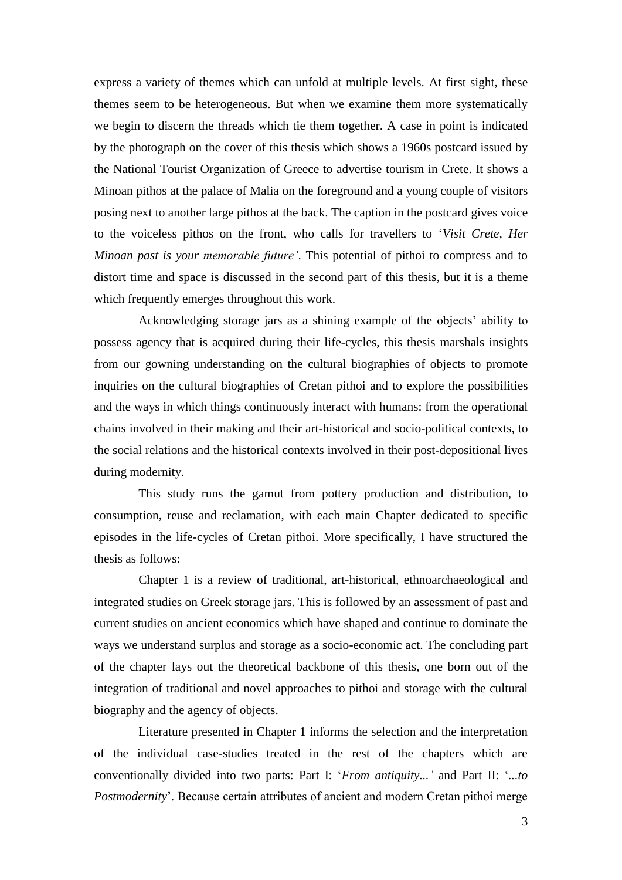express a variety of themes which can unfold at multiple levels. At first sight, these themes seem to be heterogeneous. But when we examine them more systematically we begin to discern the threads which tie them together. A case in point is indicated by the photograph on the cover of this thesis which shows a 1960s postcard issued by the National Tourist Organization of Greece to advertise tourism in Crete. It shows a Minoan pithos at the palace of Malia on the foreground and a young couple of visitors posing next to another large pithos at the back. The caption in the postcard gives voice to the voiceless pithos on the front, who calls for travellers to '*Visit Crete, Her Minoan past is your memorable future'*. This potential of pithoi to compress and to distort time and space is discussed in the second part of this thesis, but it is a theme which frequently emerges throughout this work.

Acknowledging storage jars as a shining example of the objects' ability to possess agency that is acquired during their life-cycles, this thesis marshals insights from our gowning understanding on the cultural biographies of objects to promote inquiries on the cultural biographies of Cretan pithoi and to explore the possibilities and the ways in which things continuously interact with humans: from the operational chains involved in their making and their art-historical and socio-political contexts, to the social relations and the historical contexts involved in their post-depositional lives during modernity.

This study runs the gamut from pottery production and distribution, to consumption, reuse and reclamation, with each main Chapter dedicated to specific episodes in the life-cycles of Cretan pithoi. More specifically, I have structured the thesis as follows:

Chapter 1 is a review of traditional, art-historical, ethnoarchaeological and integrated studies on Greek storage jars. This is followed by an assessment of past and current studies on ancient economics which have shaped and continue to dominate the ways we understand surplus and storage as a socio-economic act. The concluding part of the chapter lays out the theoretical backbone of this thesis, one born out of the integration of traditional and novel approaches to pithoi and storage with the cultural biography and the agency of objects.

Literature presented in Chapter 1 informs the selection and the interpretation of the individual case-studies treated in the rest of the chapters which are conventionally divided into two parts: Part I: '*From antiquity...'* and Part II: '*...to Postmodernity*'. Because certain attributes of ancient and modern Cretan pithoi merge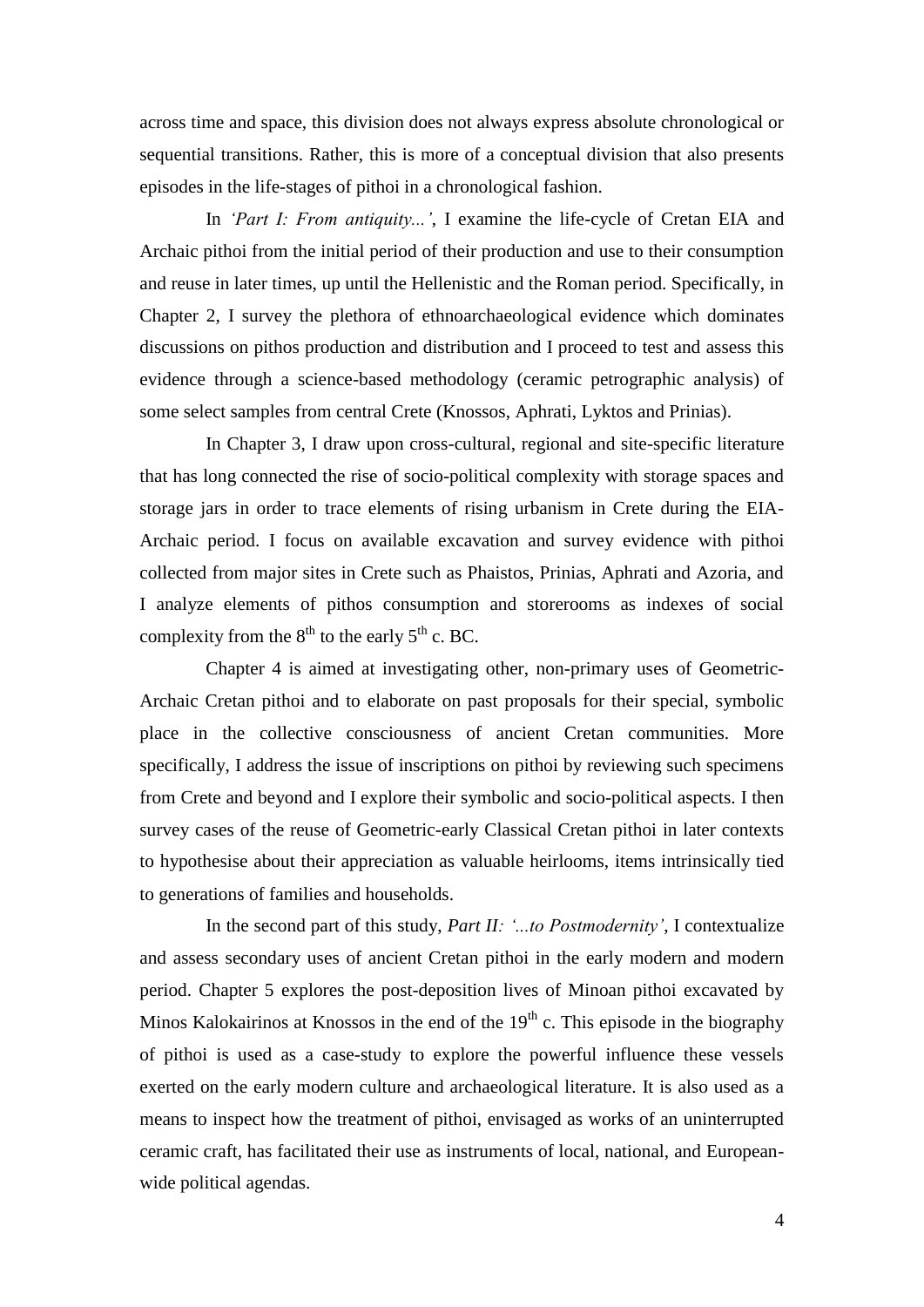across time and space, this division does not always express absolute chronological or sequential transitions. Rather, this is more of a conceptual division that also presents episodes in the life-stages of pithoi in a chronological fashion.

In *'Part I: From antiquity...'*, I examine the life-cycle of Cretan EIA and Archaic pithoi from the initial period of their production and use to their consumption and reuse in later times, up until the Hellenistic and the Roman period. Specifically, in Chapter 2, I survey the plethora of ethnoarchaeological evidence which dominates discussions on pithos production and distribution and I proceed to test and assess this evidence through a science-based methodology (ceramic petrographic analysis) of some select samples from central Crete (Knossos, Aphrati, Lyktos and Prinias).

In Chapter 3, I draw upon cross-cultural, regional and site-specific literature that has long connected the rise of socio-political complexity with storage spaces and storage jars in order to trace elements of rising urbanism in Crete during the EIA-Archaic period. I focus on available excavation and survey evidence with pithoi collected from major sites in Crete such as Phaistos, Prinias, Aphrati and Azoria, and I analyze elements of pithos consumption and storerooms as indexes of social complexity from the 8th to the early 5th c. BC.

Chapter 4 is aimed at investigating other, non-primary uses of Geometric-Archaic Cretan pithoi and to elaborate on past proposals for their special, symbolic place in the collective consciousness of ancient Cretan communities. More specifically, I address the issue of inscriptions on pithoi by reviewing such specimens from Crete and beyond and I explore their symbolic and socio-political aspects. I then survey cases of the reuse of Geometric-early Classical Cretan pithoi in later contexts to hypothesise about their appreciation as valuable heirlooms, items intrinsically tied to generations of families and households.

In the second part of this study, *Part II: '...to Postmodernity'*, I contextualize and assess secondary uses of ancient Cretan pithoi in the early modern and modern period. Chapter 5 explores the post-deposition lives of Minoan pithoi excavated by Minos Kalokairinos at Knossos in the end of the 19th c. This episode in the biography of pithoi is used as a case-study to explore the powerful influence these vessels exerted on the early modern culture and archaeological literature. It is also used as a means to inspect how the treatment of pithoi, envisaged as works of an uninterrupted ceramic craft, has facilitated their use as instruments of local, national, and European-wide political agendas.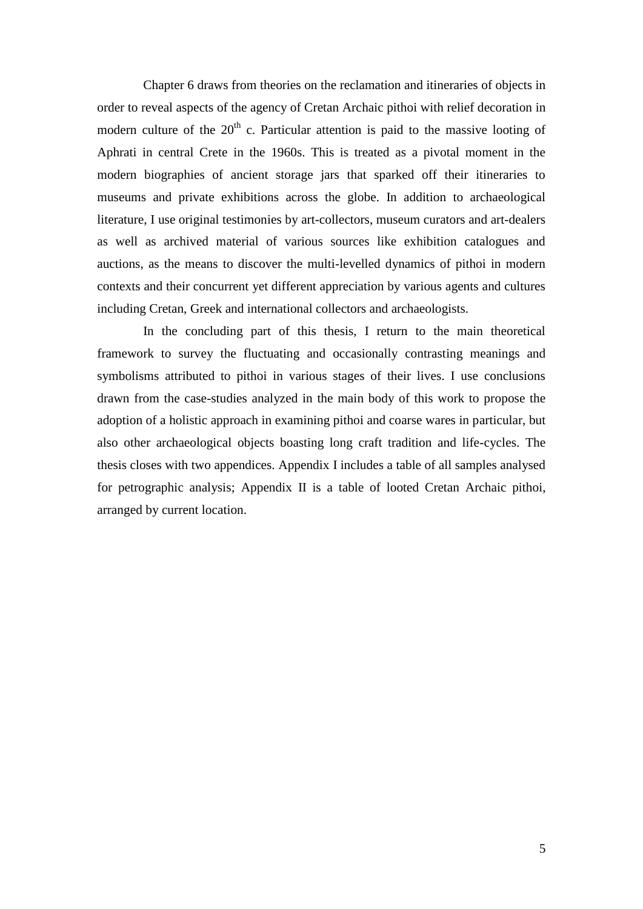Chapter 6 draws from theories on the reclamation and itineraries of objects in order to reveal aspects of the agency of Cretan Archaic pithoi with relief decoration in modern culture of the 20th c. Particular attention is paid to the massive looting of Aphrati in central Crete in the 1960s. This is treated as a pivotal moment in the modern biographies of ancient storage jars that sparked off their itineraries to museums and private exhibitions across the globe. In addition to archaeological literature, I use original testimonies by art-collectors, museum curators and art-dealers as well as archived material of various sources like exhibition catalogues and auctions, as the means to discover the multi-levelled dynamics of pithoi in modern contexts and their concurrent yet different appreciation by various agents and cultures including Cretan, Greek and international collectors and archaeologists.

In the concluding part of this thesis, I return to the main theoretical framework to survey the fluctuating and occasionally contrasting meanings and symbolisms attributed to pithoi in various stages of their lives. I use conclusions drawn from the case-studies analyzed in the main body of this work to propose the adoption of a holistic approach in examining pithoi and coarse wares in particular, but also other archaeological objects boasting long craft tradition and life-cycles. The thesis closes with two appendices. Appendix I includes a table of all samples analysed for petrographic analysis; Appendix II is a table of looted Cretan Archaic pithoi, arranged by current location.